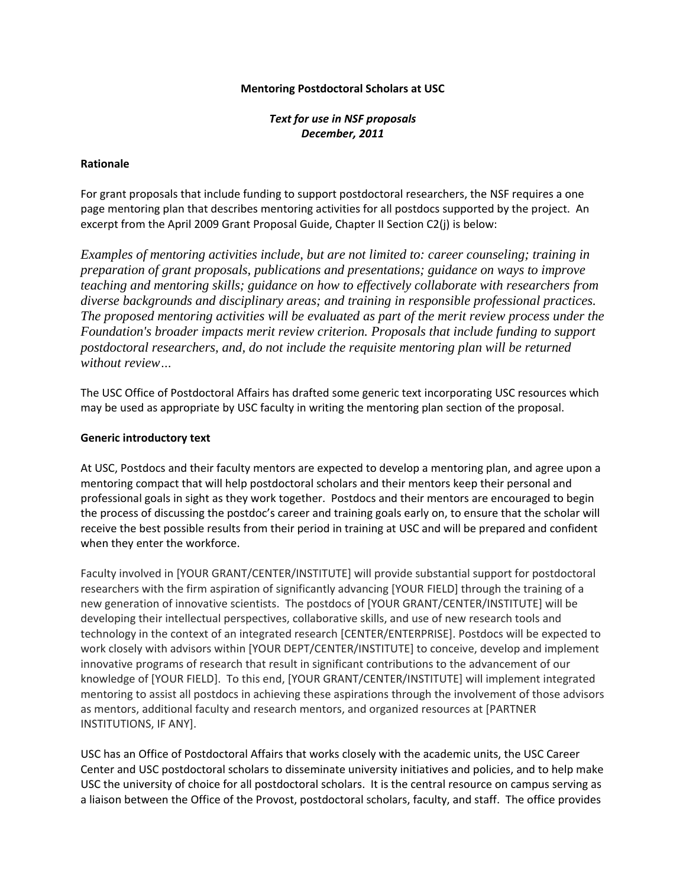**Mentoring Postdoctoral Scholars at USC**

***Text for use in NSF proposals***
***December, 2011***

**Rationale**

For grant proposals that include funding to support postdoctoral researchers, the NSF requires a one page mentoring plan that describes mentoring activities for all postdocs supported by the project. An excerpt from the April 2009 Grant Proposal Guide, Chapter II Section C2(j) is below:

*Examples of mentoring activities include, but are not limited to: career counseling; training in preparation of grant proposals, publications and presentations; guidance on ways to improve teaching and mentoring skills; guidance on how to effectively collaborate with researchers from diverse backgrounds and disciplinary areas; and training in responsible professional practices. The proposed mentoring activities will be evaluated as part of the merit review process under the Foundation's broader impacts merit review criterion. Proposals that include funding to support postdoctoral researchers, and, do not include the requisite mentoring plan will be returned without review…*

The USC Office of Postdoctoral Affairs has drafted some generic text incorporating USC resources which may be used as appropriate by USC faculty in writing the mentoring plan section of the proposal.

**Generic introductory text**

At USC, Postdocs and their faculty mentors are expected to develop a mentoring plan, and agree upon a mentoring compact that will help postdoctoral scholars and their mentors keep their personal and professional goals in sight as they work together. Postdocs and their mentors are encouraged to begin the process of discussing the postdoc's career and training goals early on, to ensure that the scholar will receive the best possible results from their period in training at USC and will be prepared and confident when they enter the workforce.

Faculty involved in [YOUR GRANT/CENTER/INSTITUTE] will provide substantial support for postdoctoral researchers with the firm aspiration of significantly advancing [YOUR FIELD] through the training of a new generation of innovative scientists. The postdocs of [YOUR GRANT/CENTER/INSTITUTE] will be developing their intellectual perspectives, collaborative skills, and use of new research tools and technology in the context of an integrated research [CENTER/ENTERPRISE]. Postdocs will be expected to work closely with advisors within [YOUR DEPT/CENTER/INSTITUTE] to conceive, develop and implement innovative programs of research that result in significant contributions to the advancement of our knowledge of [YOUR FIELD]. To this end, [YOUR GRANT/CENTER/INSTITUTE] will implement integrated mentoring to assist all postdocs in achieving these aspirations through the involvement of those advisors as mentors, additional faculty and research mentors, and organized resources at [PARTNER INSTITUTIONS, IF ANY].

USC has an Office of Postdoctoral Affairs that works closely with the academic units, the USC Career Center and USC postdoctoral scholars to disseminate university initiatives and policies, and to help make USC the university of choice for all postdoctoral scholars. It is the central resource on campus serving as a liaison between the Office of the Provost, postdoctoral scholars, faculty, and staff. The office provides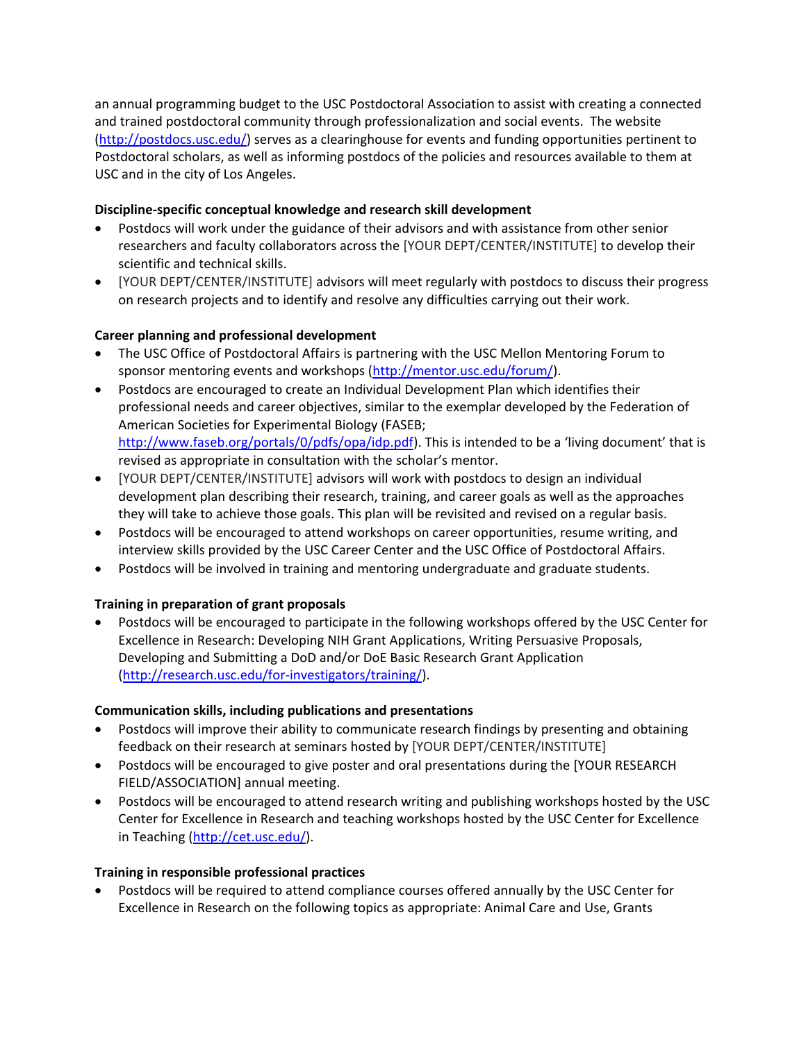an annual programming budget to the USC Postdoctoral Association to assist with creating a connected and trained postdoctoral community through professionalization and social events. The website (http://postdocs.usc.edu/) serves as a clearinghouse for events and funding opportunities pertinent to Postdoctoral scholars, as well as informing postdocs of the policies and resources available to them at USC and in the city of Los Angeles.

**Discipline-specific conceptual knowledge and research skill development**

- Postdocs will work under the guidance of their advisors and with assistance from other senior researchers and faculty collaborators across the [YOUR DEPT/CENTER/INSTITUTE] to develop their scientific and technical skills.
- [YOUR DEPT/CENTER/INSTITUTE] advisors will meet regularly with postdocs to discuss their progress on research projects and to identify and resolve any difficulties carrying out their work.

**Career planning and professional development**

- The USC Office of Postdoctoral Affairs is partnering with the USC Mellon Mentoring Forum to sponsor mentoring events and workshops (http://mentor.usc.edu/forum/).
- Postdocs are encouraged to create an Individual Development Plan which identifies their professional needs and career objectives, similar to the exemplar developed by the Federation of American Societies for Experimental Biology (FASEB; http://www.faseb.org/portals/0/pdfs/opa/idp.pdf). This is intended to be a 'living document' that is revised as appropriate in consultation with the scholar's mentor.
- [YOUR DEPT/CENTER/INSTITUTE] advisors will work with postdocs to design an individual development plan describing their research, training, and career goals as well as the approaches they will take to achieve those goals. This plan will be revisited and revised on a regular basis.
- Postdocs will be encouraged to attend workshops on career opportunities, resume writing, and interview skills provided by the USC Career Center and the USC Office of Postdoctoral Affairs.
- Postdocs will be involved in training and mentoring undergraduate and graduate students.

**Training in preparation of grant proposals**

- Postdocs will be encouraged to participate in the following workshops offered by the USC Center for Excellence in Research: Developing NIH Grant Applications, Writing Persuasive Proposals, Developing and Submitting a DoD and/or DoE Basic Research Grant Application (http://research.usc.edu/for-investigators/training/).

**Communication skills, including publications and presentations**

- Postdocs will improve their ability to communicate research findings by presenting and obtaining feedback on their research at seminars hosted by [YOUR DEPT/CENTER/INSTITUTE]
- Postdocs will be encouraged to give poster and oral presentations during the [YOUR RESEARCH FIELD/ASSOCIATION] annual meeting.
- Postdocs will be encouraged to attend research writing and publishing workshops hosted by the USC Center for Excellence in Research and teaching workshops hosted by the USC Center for Excellence in Teaching (http://cet.usc.edu/).

**Training in responsible professional practices**

- Postdocs will be required to attend compliance courses offered annually by the USC Center for Excellence in Research on the following topics as appropriate: Animal Care and Use, Grants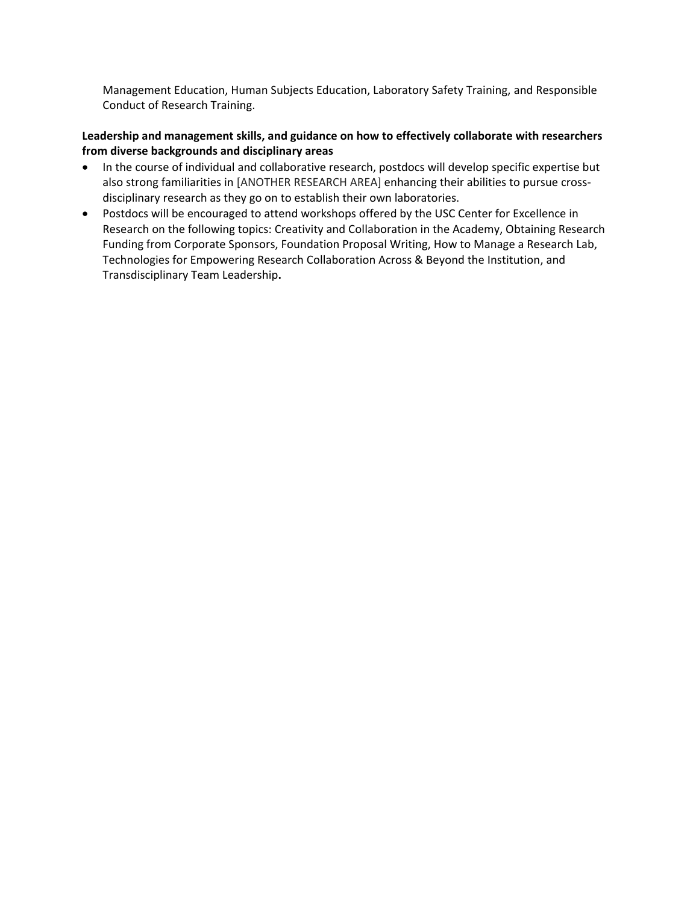Management Education, Human Subjects Education, Laboratory Safety Training, and Responsible Conduct of Research Training.

**Leadership and management skills, and guidance on how to effectively collaborate with researchers from diverse backgrounds and disciplinary areas**

- In the course of individual and collaborative research, postdocs will develop specific expertise but also strong familiarities in [ANOTHER RESEARCH AREA] enhancing their abilities to pursue cross-disciplinary research as they go on to establish their own laboratories.
- Postdocs will be encouraged to attend workshops offered by the USC Center for Excellence in Research on the following topics: Creativity and Collaboration in the Academy, Obtaining Research Funding from Corporate Sponsors, Foundation Proposal Writing, How to Manage a Research Lab, Technologies for Empowering Research Collaboration Across & Beyond the Institution, and Transdisciplinary Team Leadership**.**